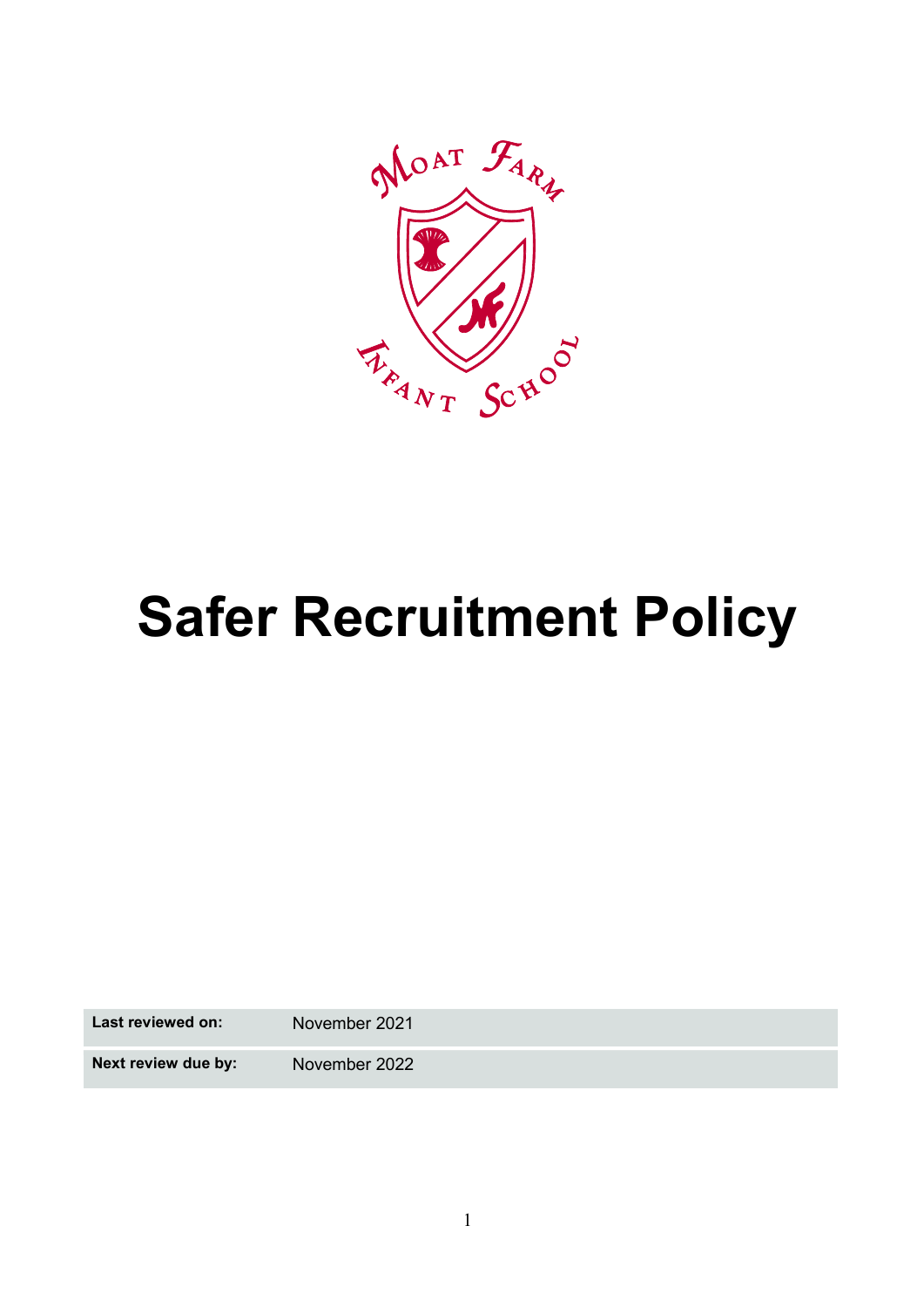# Safer Recruitment Policy

| Last reviewed on: | November 2021 |
| --- | --- |
| Next review due by: | November 2022 |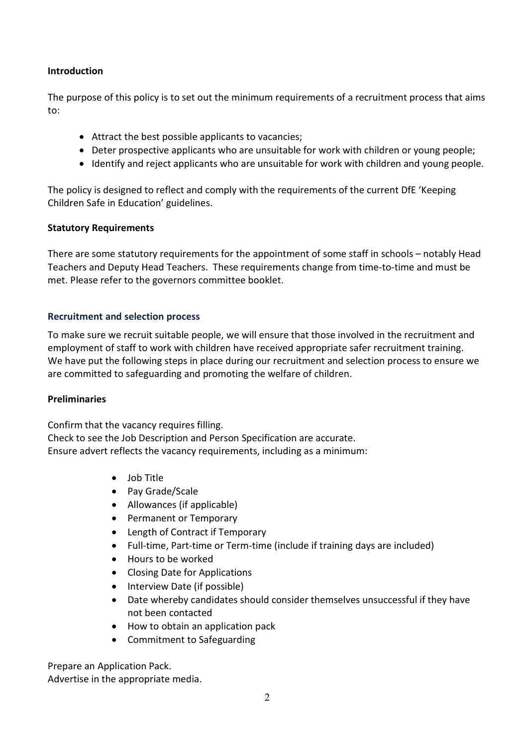**Introduction**

The purpose of this policy is to set out the minimum requirements of a recruitment process that aims to:

- Attract the best possible applicants to vacancies;
- Deter prospective applicants who are unsuitable for work with children or young people;
- Identify and reject applicants who are unsuitable for work with children and young people.

The policy is designed to reflect and comply with the requirements of the current DfE 'Keeping Children Safe in Education' guidelines.

**Statutory Requirements**

There are some statutory requirements for the appointment of some staff in schools – notably Head Teachers and Deputy Head Teachers. These requirements change from time-to-time and must be met. Please refer to the governors committee booklet.

**Recruitment and selection process**

To make sure we recruit suitable people, we will ensure that those involved in the recruitment and employment of staff to work with children have received appropriate safer recruitment training. We have put the following steps in place during our recruitment and selection process to ensure we are committed to safeguarding and promoting the welfare of children.

**Preliminaries**

Confirm that the vacancy requires filling.
Check to see the Job Description and Person Specification are accurate.
Ensure advert reflects the vacancy requirements, including as a minimum:

- Job Title
- Pay Grade/Scale
- Allowances (if applicable)
- Permanent or Temporary
- Length of Contract if Temporary
- Full-time, Part-time or Term-time (include if training days are included)
- Hours to be worked
- Closing Date for Applications
- Interview Date (if possible)
- Date whereby candidates should consider themselves unsuccessful if they have not been contacted
- How to obtain an application pack
- Commitment to Safeguarding

Prepare an Application Pack.
Advertise in the appropriate media.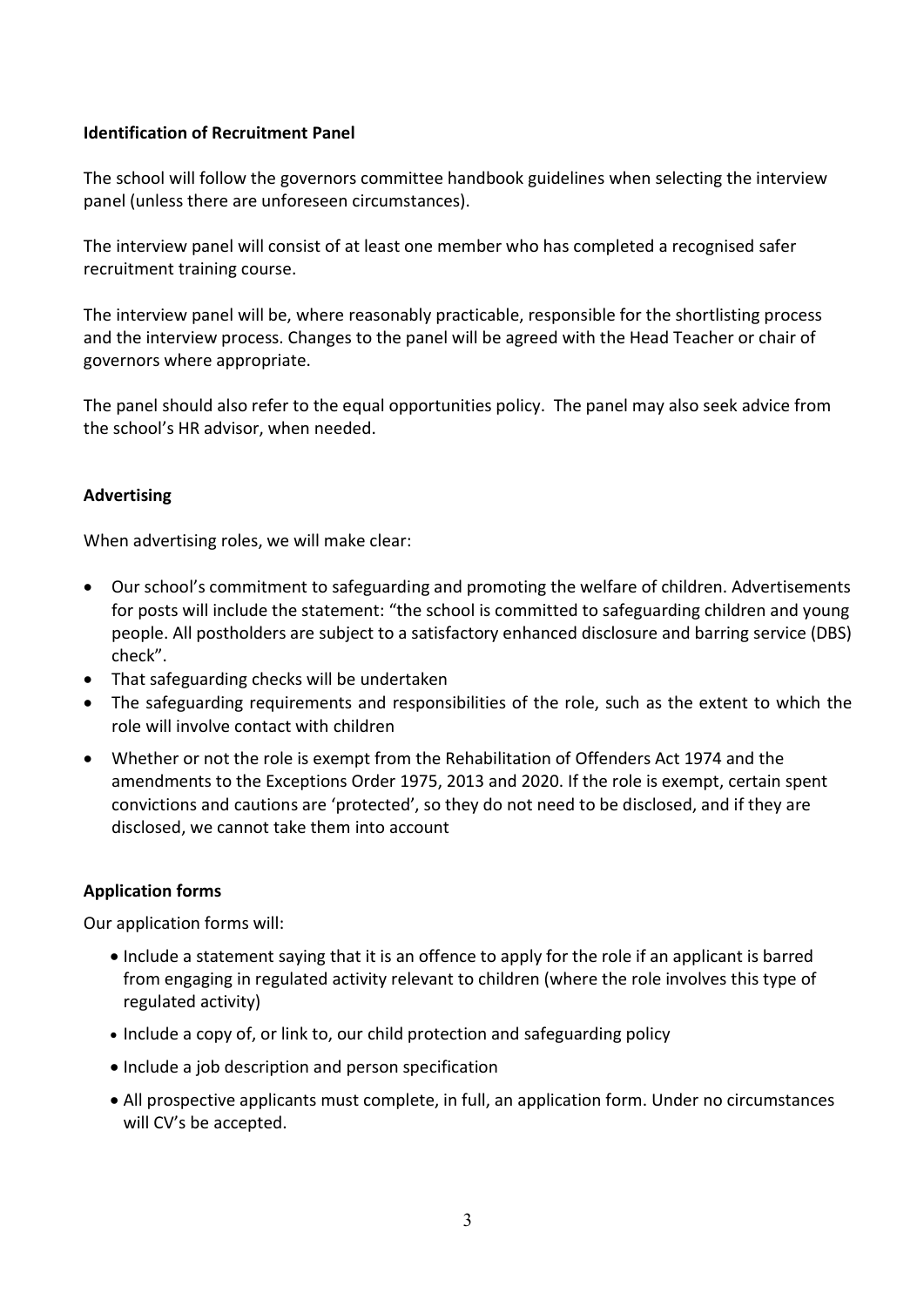**Identification of Recruitment Panel**

The school will follow the governors committee handbook guidelines when selecting the interview panel (unless there are unforeseen circumstances).

The interview panel will consist of at least one member who has completed a recognised safer recruitment training course.

The interview panel will be, where reasonably practicable, responsible for the shortlisting process and the interview process. Changes to the panel will be agreed with the Head Teacher or chair of governors where appropriate.

The panel should also refer to the equal opportunities policy. The panel may also seek advice from the school's HR advisor, when needed.

**Advertising**

When advertising roles, we will make clear:

- Our school's commitment to safeguarding and promoting the welfare of children. Advertisements for posts will include the statement: "the school is committed to safeguarding children and young people. All postholders are subject to a satisfactory enhanced disclosure and barring service (DBS) check".
- That safeguarding checks will be undertaken
- The safeguarding requirements and responsibilities of the role, such as the extent to which the role will involve contact with children
- Whether or not the role is exempt from the Rehabilitation of Offenders Act 1974 and the amendments to the Exceptions Order 1975, 2013 and 2020. If the role is exempt, certain spent convictions and cautions are 'protected', so they do not need to be disclosed, and if they are disclosed, we cannot take them into account

**Application forms**

Our application forms will:

- Include a statement saying that it is an offence to apply for the role if an applicant is barred from engaging in regulated activity relevant to children (where the role involves this type of regulated activity)
- Include a copy of, or link to, our child protection and safeguarding policy
- Include a job description and person specification
- All prospective applicants must complete, in full, an application form. Under no circumstances will CV's be accepted.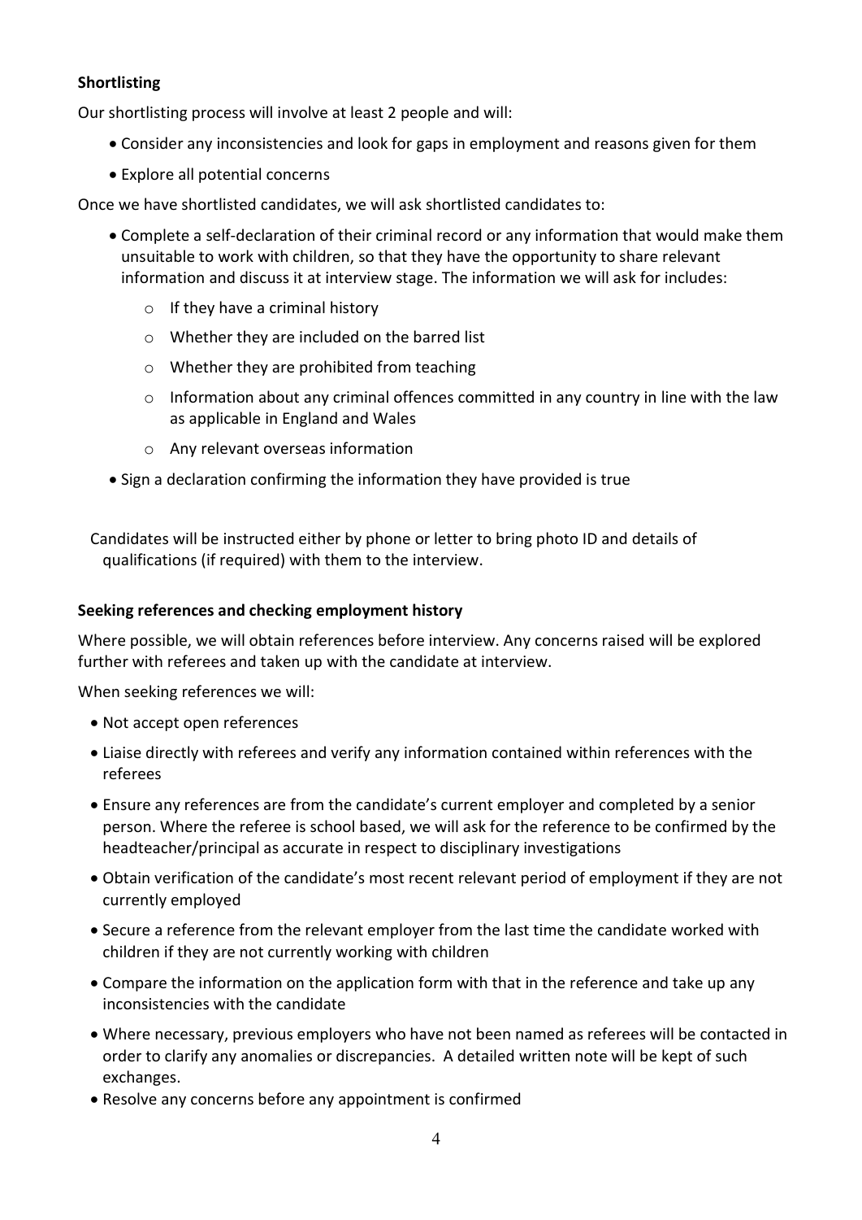**Shortlisting**

Our shortlisting process will involve at least 2 people and will:

- Consider any inconsistencies and look for gaps in employment and reasons given for them
- Explore all potential concerns

Once we have shortlisted candidates, we will ask shortlisted candidates to:

- Complete a self-declaration of their criminal record or any information that would make them unsuitable to work with children, so that they have the opportunity to share relevant information and discuss it at interview stage. The information we will ask for includes:
  - If they have a criminal history
  - Whether they are included on the barred list
  - Whether they are prohibited from teaching
  - Information about any criminal offences committed in any country in line with the law as applicable in England and Wales
  - Any relevant overseas information
- Sign a declaration confirming the information they have provided is true

Candidates will be instructed either by phone or letter to bring photo ID and details of qualifications (if required) with them to the interview.

**Seeking references and checking employment history**

Where possible, we will obtain references before interview. Any concerns raised will be explored further with referees and taken up with the candidate at interview.

When seeking references we will:

- Not accept open references
- Liaise directly with referees and verify any information contained within references with the referees
- Ensure any references are from the candidate's current employer and completed by a senior person. Where the referee is school based, we will ask for the reference to be confirmed by the headteacher/principal as accurate in respect to disciplinary investigations
- Obtain verification of the candidate's most recent relevant period of employment if they are not currently employed
- Secure a reference from the relevant employer from the last time the candidate worked with children if they are not currently working with children
- Compare the information on the application form with that in the reference and take up any inconsistencies with the candidate
- Where necessary, previous employers who have not been named as referees will be contacted in order to clarify any anomalies or discrepancies. A detailed written note will be kept of such exchanges.
- Resolve any concerns before any appointment is confirmed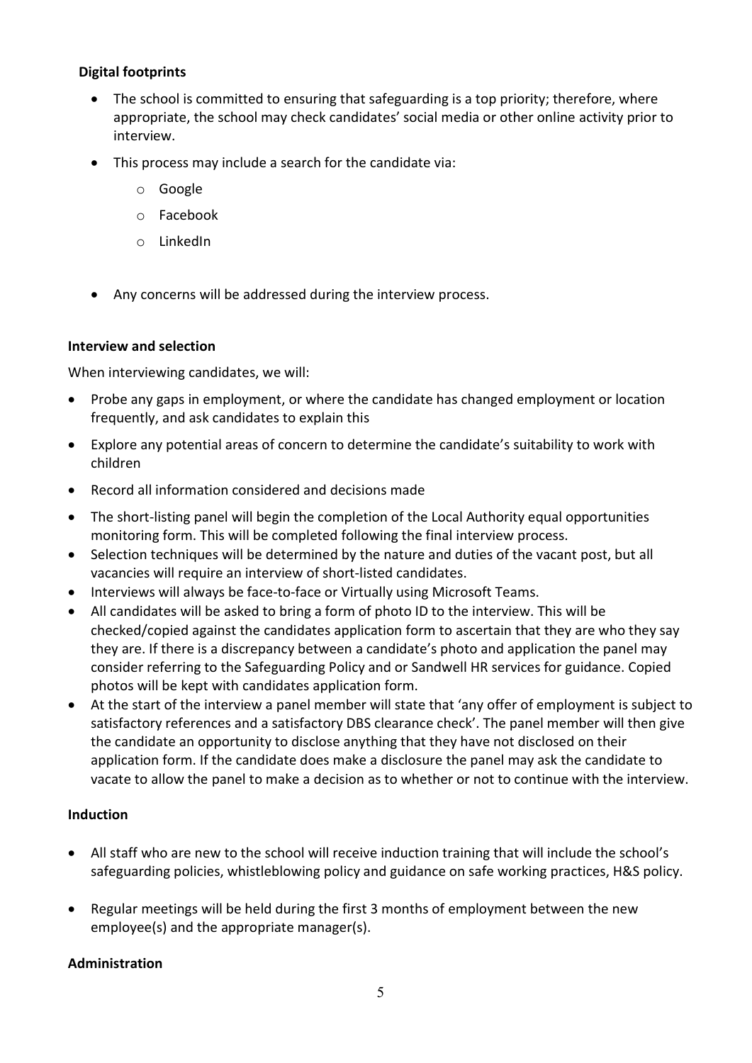**Digital footprints**

- The school is committed to ensuring that safeguarding is a top priority; therefore, where appropriate, the school may check candidates' social media or other online activity prior to interview.
- This process may include a search for the candidate via:
    - Google
    - Facebook
    - LinkedIn
- Any concerns will be addressed during the interview process.

**Interview and selection**

When interviewing candidates, we will:

- Probe any gaps in employment, or where the candidate has changed employment or location frequently, and ask candidates to explain this
- Explore any potential areas of concern to determine the candidate's suitability to work with children
- Record all information considered and decisions made
- The short-listing panel will begin the completion of the Local Authority equal opportunities monitoring form. This will be completed following the final interview process.
- Selection techniques will be determined by the nature and duties of the vacant post, but all vacancies will require an interview of short-listed candidates.
- Interviews will always be face-to-face or Virtually using Microsoft Teams.
- All candidates will be asked to bring a form of photo ID to the interview. This will be checked/copied against the candidates application form to ascertain that they are who they say they are. If there is a discrepancy between a candidate's photo and application the panel may consider referring to the Safeguarding Policy and or Sandwell HR services for guidance. Copied photos will be kept with candidates application form.
- At the start of the interview a panel member will state that 'any offer of employment is subject to satisfactory references and a satisfactory DBS clearance check'. The panel member will then give the candidate an opportunity to disclose anything that they have not disclosed on their application form. If the candidate does make a disclosure the panel may ask the candidate to vacate to allow the panel to make a decision as to whether or not to continue with the interview.

**Induction**

- All staff who are new to the school will receive induction training that will include the school's safeguarding policies, whistleblowing policy and guidance on safe working practices, H&S policy.
- Regular meetings will be held during the first 3 months of employment between the new employee(s) and the appropriate manager(s).

**Administration**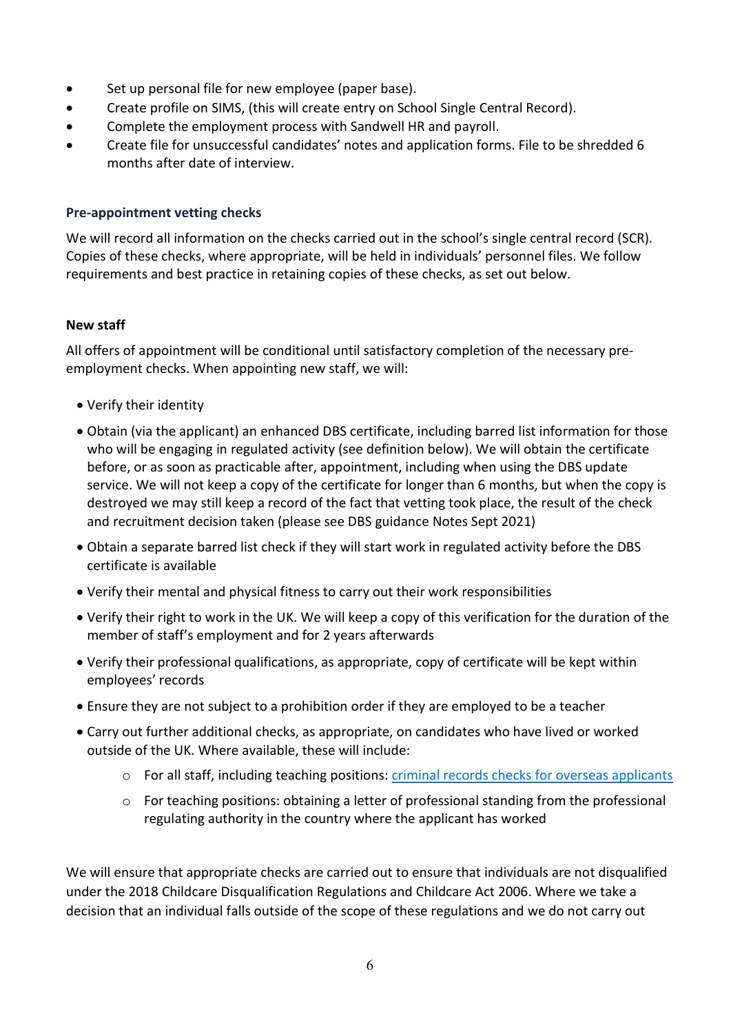- Set up personal file for new employee (paper base).
- Create profile on SIMS, (this will create entry on School Single Central Record).
- Complete the employment process with Sandwell HR and payroll.
- Create file for unsuccessful candidates' notes and application forms. File to be shredded 6 months after date of interview.

### Pre-appointment vetting checks

We will record all information on the checks carried out in the school's single central record (SCR). Copies of these checks, where appropriate, will be held in individuals' personnel files. We follow requirements and best practice in retaining copies of these checks, as set out below.

**New staff**

All offers of appointment will be conditional until satisfactory completion of the necessary pre-employment checks. When appointing new staff, we will:

- Verify their identity
- Obtain (via the applicant) an enhanced DBS certificate, including barred list information for those who will be engaging in regulated activity (see definition below). We will obtain the certificate before, or as soon as practicable after, appointment, including when using the DBS update service. We will not keep a copy of the certificate for longer than 6 months, but when the copy is destroyed we may still keep a record of the fact that vetting took place, the result of the check and recruitment decision taken (please see DBS guidance Notes Sept 2021)
- Obtain a separate barred list check if they will start work in regulated activity before the DBS certificate is available
- Verify their mental and physical fitness to carry out their work responsibilities
- Verify their right to work in the UK. We will keep a copy of this verification for the duration of the member of staff's employment and for 2 years afterwards
- Verify their professional qualifications, as appropriate, copy of certificate will be kept within employees' records
- Ensure they are not subject to a prohibition order if they are employed to be a teacher
- Carry out further additional checks, as appropriate, on candidates who have lived or worked outside of the UK. Where available, these will include:
  - For all staff, including teaching positions: criminal records checks for overseas applicants
  - For teaching positions: obtaining a letter of professional standing from the professional regulating authority in the country where the applicant has worked

We will ensure that appropriate checks are carried out to ensure that individuals are not disqualified under the 2018 Childcare Disqualification Regulations and Childcare Act 2006. Where we take a decision that an individual falls outside of the scope of these regulations and we do not carry out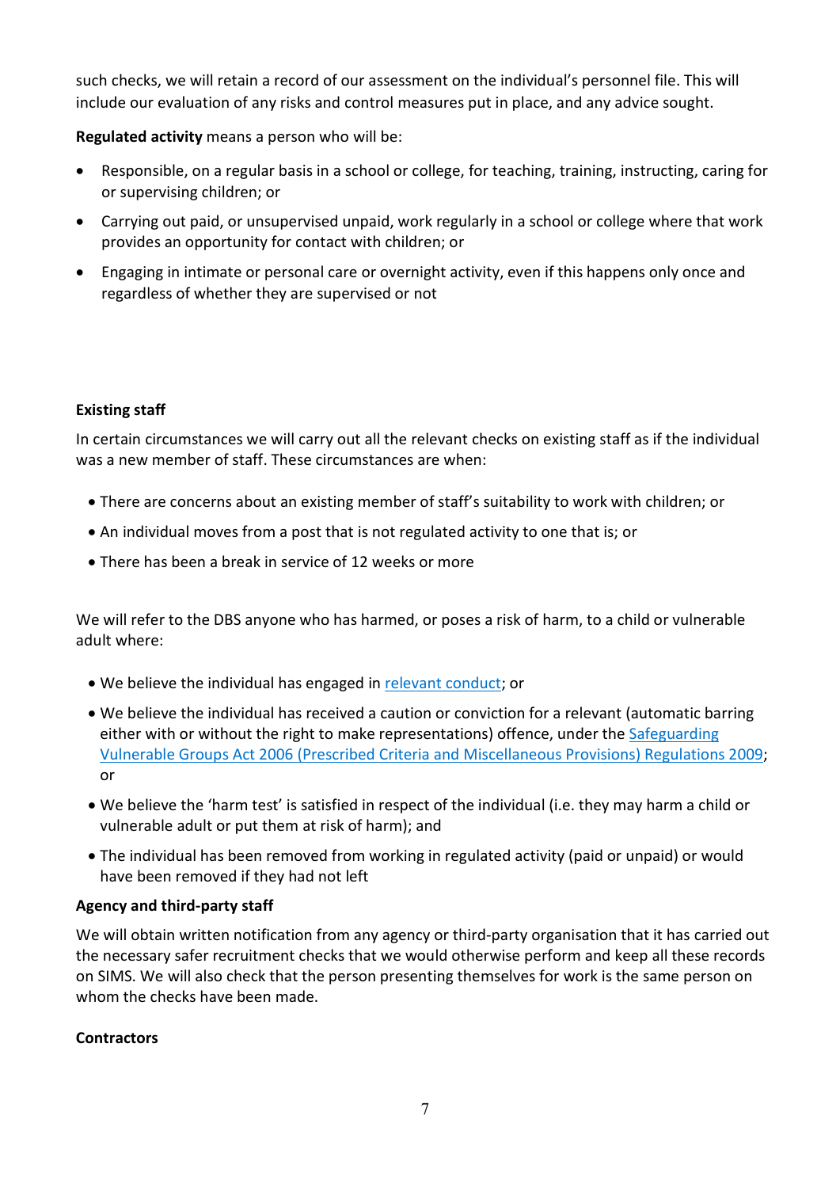such checks, we will retain a record of our assessment on the individual's personnel file. This will include our evaluation of any risks and control measures put in place, and any advice sought.

**Regulated activity** means a person who will be:

- Responsible, on a regular basis in a school or college, for teaching, training, instructing, caring for or supervising children; or
- Carrying out paid, or unsupervised unpaid, work regularly in a school or college where that work provides an opportunity for contact with children; or
- Engaging in intimate or personal care or overnight activity, even if this happens only once and regardless of whether they are supervised or not

**Existing staff**

In certain circumstances we will carry out all the relevant checks on existing staff as if the individual was a new member of staff. These circumstances are when:

- There are concerns about an existing member of staff's suitability to work with children; or
- An individual moves from a post that is not regulated activity to one that is; or
- There has been a break in service of 12 weeks or more

We will refer to the DBS anyone who has harmed, or poses a risk of harm, to a child or vulnerable adult where:

- We believe the individual has engaged in relevant conduct; or
- We believe the individual has received a caution or conviction for a relevant (automatic barring either with or without the right to make representations) offence, under the Safeguarding Vulnerable Groups Act 2006 (Prescribed Criteria and Miscellaneous Provisions) Regulations 2009; or
- We believe the 'harm test' is satisfied in respect of the individual (i.e. they may harm a child or vulnerable adult or put them at risk of harm); and
- The individual has been removed from working in regulated activity (paid or unpaid) or would have been removed if they had not left

**Agency and third-party staff**

We will obtain written notification from any agency or third-party organisation that it has carried out the necessary safer recruitment checks that we would otherwise perform and keep all these records on SIMS. We will also check that the person presenting themselves for work is the same person on whom the checks have been made.

**Contractors**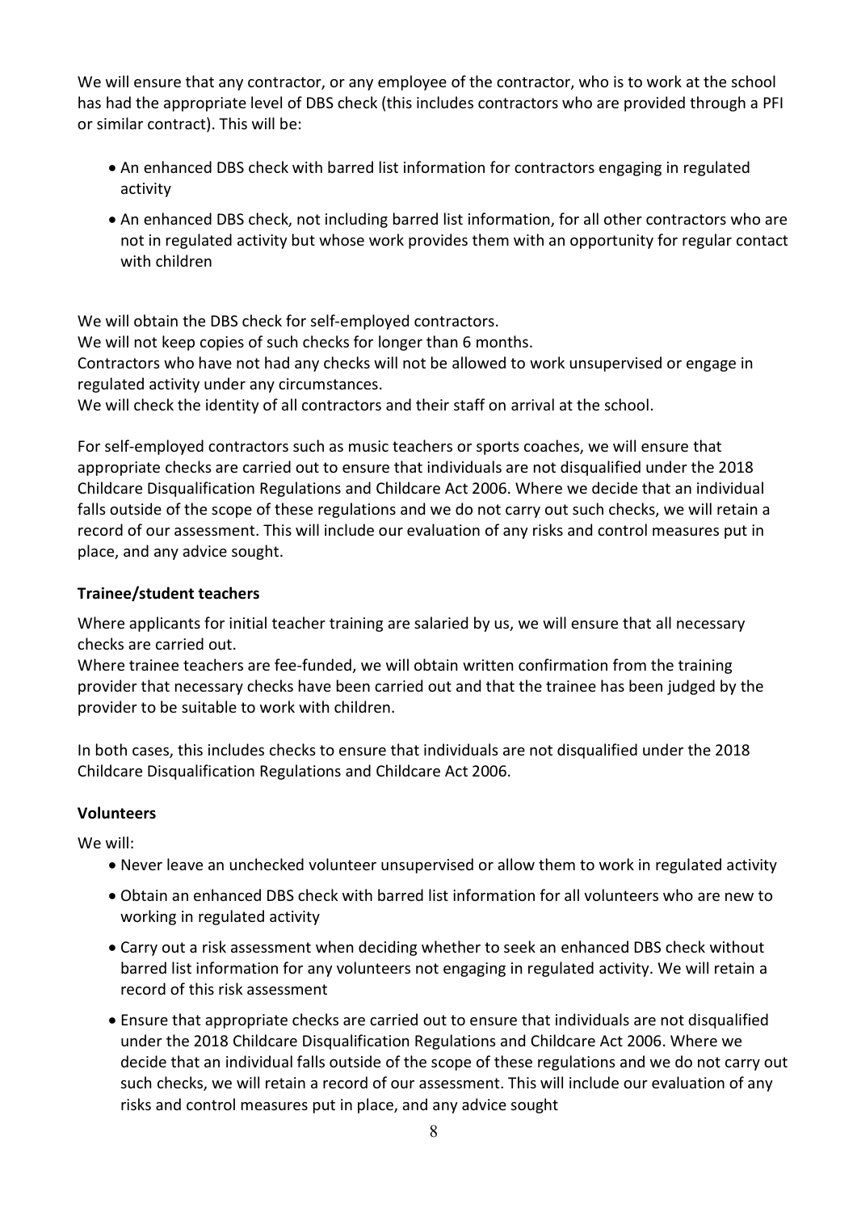We will ensure that any contractor, or any employee of the contractor, who is to work at the school has had the appropriate level of DBS check (this includes contractors who are provided through a PFI or similar contract). This will be:

- An enhanced DBS check with barred list information for contractors engaging in regulated activity
- An enhanced DBS check, not including barred list information, for all other contractors who are not in regulated activity but whose work provides them with an opportunity for regular contact with children

We will obtain the DBS check for self-employed contractors.
We will not keep copies of such checks for longer than 6 months.
Contractors who have not had any checks will not be allowed to work unsupervised or engage in regulated activity under any circumstances.
We will check the identity of all contractors and their staff on arrival at the school.

For self-employed contractors such as music teachers or sports coaches, we will ensure that appropriate checks are carried out to ensure that individuals are not disqualified under the 2018 Childcare Disqualification Regulations and Childcare Act 2006. Where we decide that an individual falls outside of the scope of these regulations and we do not carry out such checks, we will retain a record of our assessment. This will include our evaluation of any risks and control measures put in place, and any advice sought.

**Trainee/student teachers**

Where applicants for initial teacher training are salaried by us, we will ensure that all necessary checks are carried out.
Where trainee teachers are fee-funded, we will obtain written confirmation from the training provider that necessary checks have been carried out and that the trainee has been judged by the provider to be suitable to work with children.

In both cases, this includes checks to ensure that individuals are not disqualified under the 2018 Childcare Disqualification Regulations and Childcare Act 2006.

**Volunteers**

We will:

- Never leave an unchecked volunteer unsupervised or allow them to work in regulated activity
- Obtain an enhanced DBS check with barred list information for all volunteers who are new to working in regulated activity
- Carry out a risk assessment when deciding whether to seek an enhanced DBS check without barred list information for any volunteers not engaging in regulated activity. We will retain a record of this risk assessment
- Ensure that appropriate checks are carried out to ensure that individuals are not disqualified under the 2018 Childcare Disqualification Regulations and Childcare Act 2006. Where we decide that an individual falls outside of the scope of these regulations and we do not carry out such checks, we will retain a record of our assessment. This will include our evaluation of any risks and control measures put in place, and any advice sought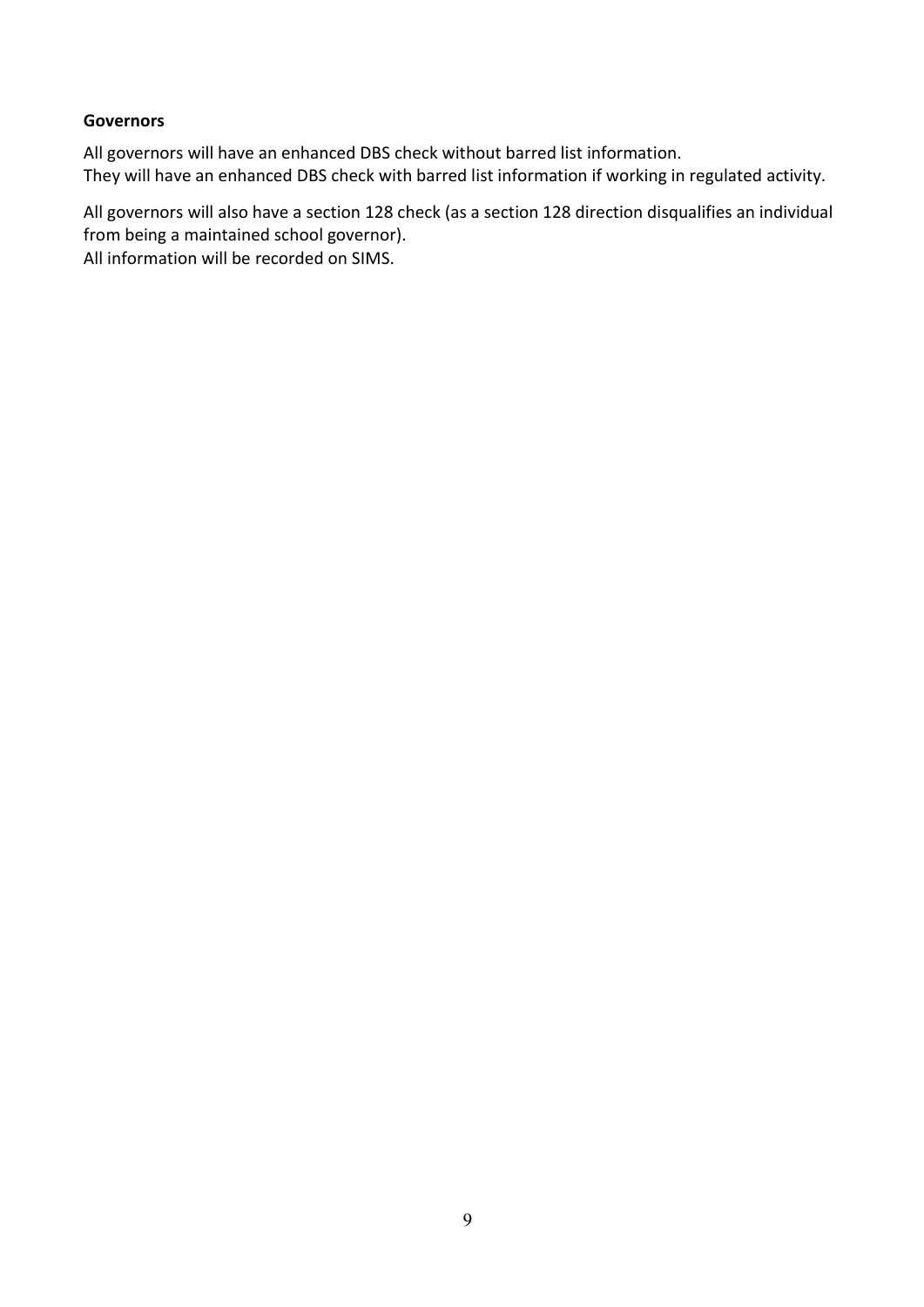**Governors**

All governors will have an enhanced DBS check without barred list information.
They will have an enhanced DBS check with barred list information if working in regulated activity.

All governors will also have a section 128 check (as a section 128 direction disqualifies an individual from being a maintained school governor).
All information will be recorded on SIMS.